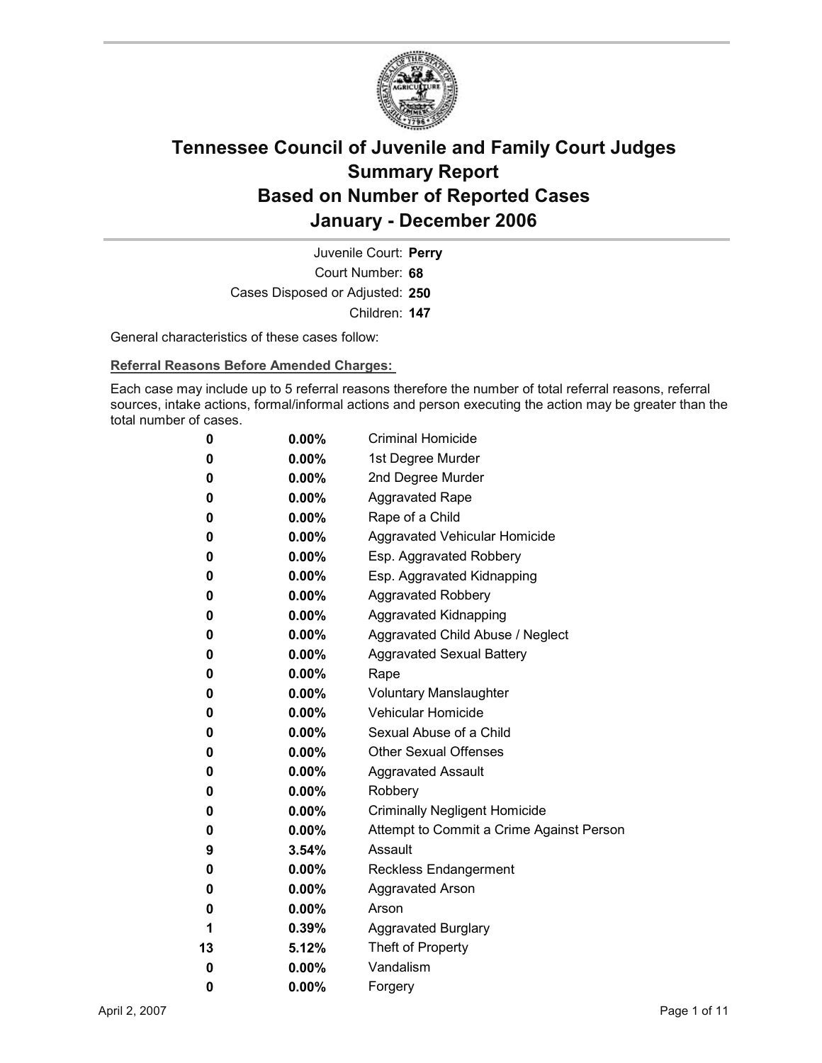# Tennessee Council of Juvenile and Family Court Judges
## Summary Report
## Based on Number of Reported Cases
## January - December 2006

Juvenile Court: **Perry**
Court Number: **68**
Cases Disposed or Adjusted: **250**
Children: **147**

General characteristics of these cases follow:

**Referral Reasons Before Amended Charges:**

Each case may include up to 5 referral reasons therefore the number of total referral reasons, referral sources, intake actions, formal/informal actions and person executing the action may be greater than the total number of cases.

| Count | Percent | Referral Reason |
|---|---|---|
| 0 | 0.00% | Criminal Homicide |
| 0 | 0.00% | 1st Degree Murder |
| 0 | 0.00% | 2nd Degree Murder |
| 0 | 0.00% | Aggravated Rape |
| 0 | 0.00% | Rape of a Child |
| 0 | 0.00% | Aggravated Vehicular Homicide |
| 0 | 0.00% | Esp. Aggravated Robbery |
| 0 | 0.00% | Esp. Aggravated Kidnapping |
| 0 | 0.00% | Aggravated Robbery |
| 0 | 0.00% | Aggravated Kidnapping |
| 0 | 0.00% | Aggravated Child Abuse / Neglect |
| 0 | 0.00% | Aggravated Sexual Battery |
| 0 | 0.00% | Rape |
| 0 | 0.00% | Voluntary Manslaughter |
| 0 | 0.00% | Vehicular Homicide |
| 0 | 0.00% | Sexual Abuse of a Child |
| 0 | 0.00% | Other Sexual Offenses |
| 0 | 0.00% | Aggravated Assault |
| 0 | 0.00% | Robbery |
| 0 | 0.00% | Criminally Negligent Homicide |
| 0 | 0.00% | Attempt to Commit a Crime Against Person |
| 9 | 3.54% | Assault |
| 0 | 0.00% | Reckless Endangerment |
| 0 | 0.00% | Aggravated Arson |
| 0 | 0.00% | Arson |
| 1 | 0.39% | Aggravated Burglary |
| 13 | 5.12% | Theft of Property |
| 0 | 0.00% | Vandalism |
| 0 | 0.00% | Forgery |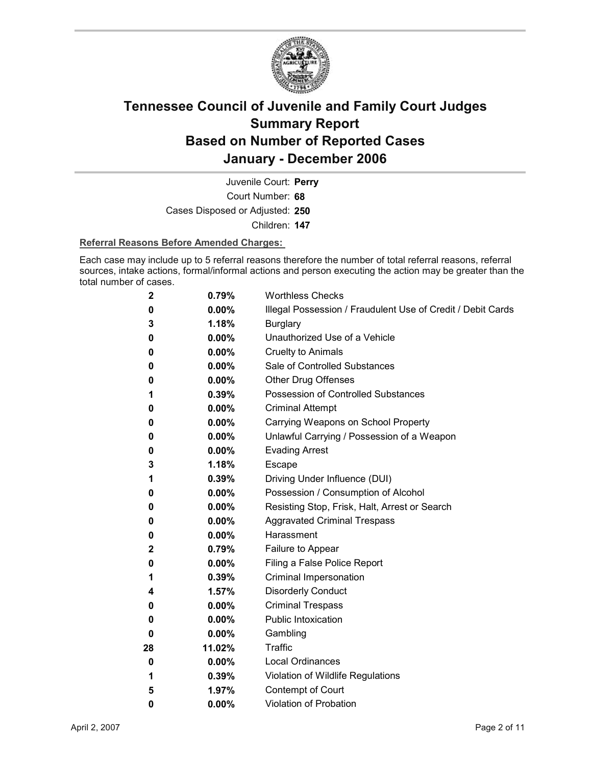# Tennessee Council of Juvenile and Family Court Judges
# Summary Report
# Based on Number of Reported Cases
# January - December 2006

Juvenile Court: **Perry**

Court Number: **68**

Cases Disposed or Adjusted: **250**

Children: **147**

**Referral Reasons Before Amended Charges:**

Each case may include up to 5 referral reasons therefore the number of total referral reasons, referral sources, intake actions, formal/informal actions and person executing the action may be greater than the total number of cases.

| Count | Percent | Referral Reason |
|---|---|---|
| 2 | 0.79% | Worthless Checks |
| 0 | 0.00% | Illegal Possession / Fraudulent Use of Credit / Debit Cards |
| 3 | 1.18% | Burglary |
| 0 | 0.00% | Unauthorized Use of a Vehicle |
| 0 | 0.00% | Cruelty to Animals |
| 0 | 0.00% | Sale of Controlled Substances |
| 0 | 0.00% | Other Drug Offenses |
| 1 | 0.39% | Possession of Controlled Substances |
| 0 | 0.00% | Criminal Attempt |
| 0 | 0.00% | Carrying Weapons on School Property |
| 0 | 0.00% | Unlawful Carrying / Possession of a Weapon |
| 0 | 0.00% | Evading Arrest |
| 3 | 1.18% | Escape |
| 1 | 0.39% | Driving Under Influence (DUI) |
| 0 | 0.00% | Possession / Consumption of Alcohol |
| 0 | 0.00% | Resisting Stop, Frisk, Halt, Arrest or Search |
| 0 | 0.00% | Aggravated Criminal Trespass |
| 0 | 0.00% | Harassment |
| 2 | 0.79% | Failure to Appear |
| 0 | 0.00% | Filing a False Police Report |
| 1 | 0.39% | Criminal Impersonation |
| 4 | 1.57% | Disorderly Conduct |
| 0 | 0.00% | Criminal Trespass |
| 0 | 0.00% | Public Intoxication |
| 0 | 0.00% | Gambling |
| 28 | 11.02% | Traffic |
| 0 | 0.00% | Local Ordinances |
| 1 | 0.39% | Violation of Wildlife Regulations |
| 5 | 1.97% | Contempt of Court |
| 0 | 0.00% | Violation of Probation |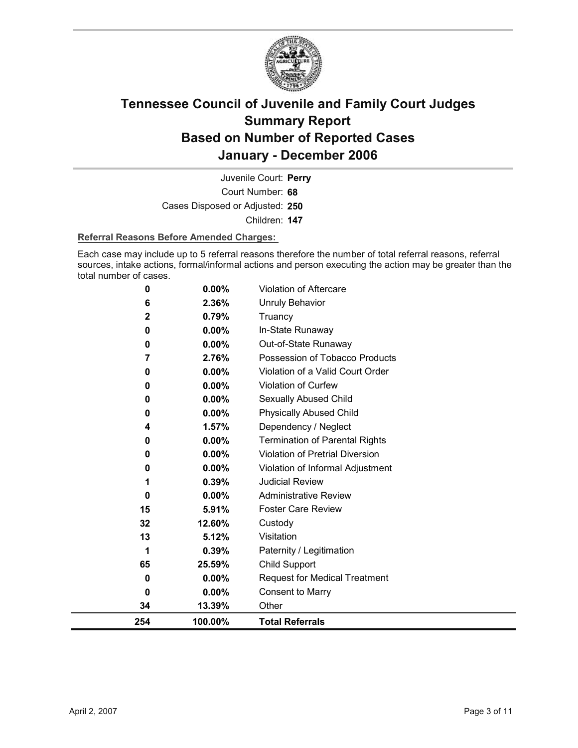# Tennessee Council of Juvenile and Family Court Judges Summary Report Based on Number of Reported Cases January - December 2006

Juvenile Court: **Perry**

Court Number: **68**

Cases Disposed or Adjusted: **250**

Children: **147**

**Referral Reasons Before Amended Charges:**

Each case may include up to 5 referral reasons therefore the number of total referral reasons, referral sources, intake actions, formal/informal actions and person executing the action may be greater than the total number of cases.

| | | |
|---|---|---|
| 0 | 0.00% | Violation of Aftercare |
| 6 | 2.36% | Unruly Behavior |
| 2 | 0.79% | Truancy |
| 0 | 0.00% | In-State Runaway |
| 0 | 0.00% | Out-of-State Runaway |
| 7 | 2.76% | Possession of Tobacco Products |
| 0 | 0.00% | Violation of a Valid Court Order |
| 0 | 0.00% | Violation of Curfew |
| 0 | 0.00% | Sexually Abused Child |
| 0 | 0.00% | Physically Abused Child |
| 4 | 1.57% | Dependency / Neglect |
| 0 | 0.00% | Termination of Parental Rights |
| 0 | 0.00% | Violation of Pretrial Diversion |
| 0 | 0.00% | Violation of Informal Adjustment |
| 1 | 0.39% | Judicial Review |
| 0 | 0.00% | Administrative Review |
| 15 | 5.91% | Foster Care Review |
| 32 | 12.60% | Custody |
| 13 | 5.12% | Visitation |
| 1 | 0.39% | Paternity / Legitimation |
| 65 | 25.59% | Child Support |
| 0 | 0.00% | Request for Medical Treatment |
| 0 | 0.00% | Consent to Marry |
| 34 | 13.39% | Other |
| **254** | **100.00%** | **Total Referrals** |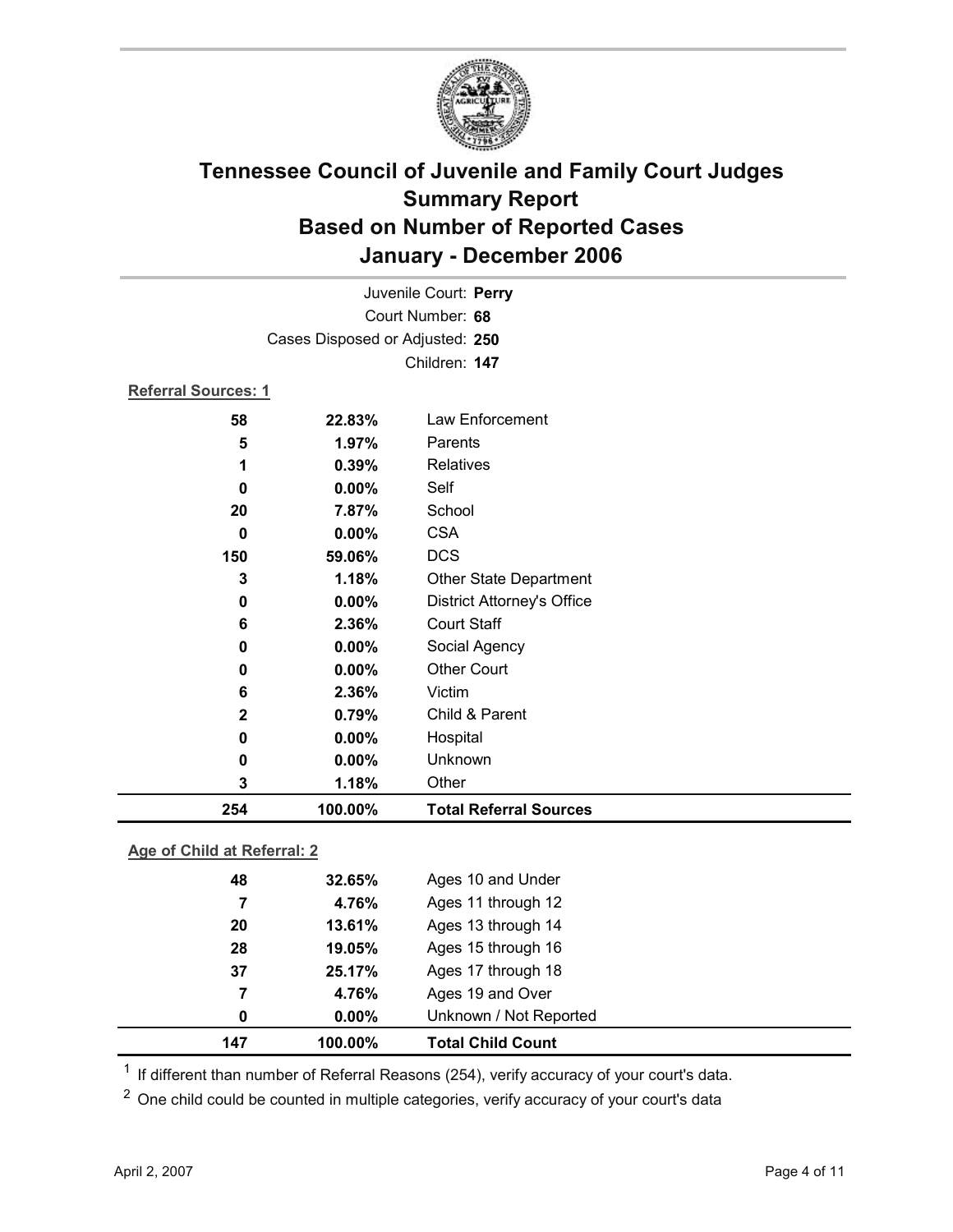# Tennessee Council of Juvenile and Family Court Judges
## Summary Report
## Based on Number of Reported Cases
## January - December 2006

Juvenile Court: **Perry**
Court Number: **68**
Cases Disposed or Adjusted: **250**
Children: **147**

**Referral Sources: 1**

| | | |
|---|---|---|
| 58 | 22.83% | Law Enforcement |
| 5 | 1.97% | Parents |
| 1 | 0.39% | Relatives |
| 0 | 0.00% | Self |
| 20 | 7.87% | School |
| 0 | 0.00% | CSA |
| 150 | 59.06% | DCS |
| 3 | 1.18% | Other State Department |
| 0 | 0.00% | District Attorney's Office |
| 6 | 2.36% | Court Staff |
| 0 | 0.00% | Social Agency |
| 0 | 0.00% | Other Court |
| 6 | 2.36% | Victim |
| 2 | 0.79% | Child & Parent |
| 0 | 0.00% | Hospital |
| 0 | 0.00% | Unknown |
| 3 | 1.18% | Other |
| **254** | **100.00%** | **Total Referral Sources** |

**Age of Child at Referral: 2**

| | | |
|---|---|---|
| 48 | 32.65% | Ages 10 and Under |
| 7 | 4.76% | Ages 11 through 12 |
| 20 | 13.61% | Ages 13 through 14 |
| 28 | 19.05% | Ages 15 through 16 |
| 37 | 25.17% | Ages 17 through 18 |
| 7 | 4.76% | Ages 19 and Over |
| 0 | 0.00% | Unknown / Not Reported |
| **147** | **100.00%** | **Total Child Count** |

[1] If different than number of Referral Reasons (254), verify accuracy of your court's data.

[2] One child could be counted in multiple categories, verify accuracy of your court's data

April 2, 2007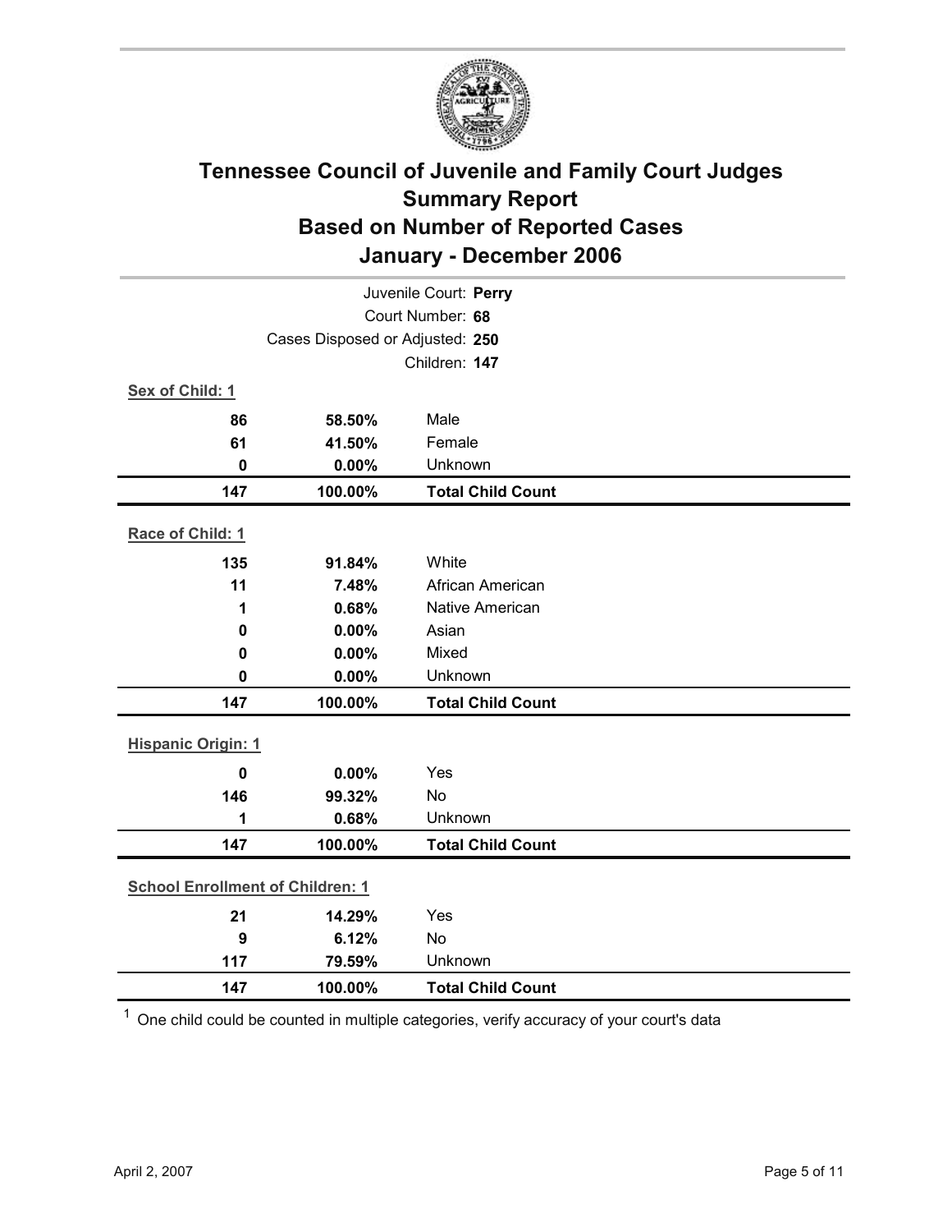# Tennessee Council of Juvenile and Family Court Judges
## Summary Report
## Based on Number of Reported Cases
## January - December 2006

Juvenile Court: **Perry**
Court Number: **68**
Cases Disposed or Adjusted: **250**
Children: **147**

**Sex of Child: 1**

| | | |
|---|---|---|
| 86 | 58.50% | Male |
| 61 | 41.50% | Female |
| 0 | 0.00% | Unknown |
| **147** | **100.00%** | **Total Child Count** |

**Race of Child: 1**

| | | |
|---|---|---|
| 135 | 91.84% | White |
| 11 | 7.48% | African American |
| 1 | 0.68% | Native American |
| 0 | 0.00% | Asian |
| 0 | 0.00% | Mixed |
| 0 | 0.00% | Unknown |
| **147** | **100.00%** | **Total Child Count** |

**Hispanic Origin: 1**

| | | |
|---|---|---|
| 0 | 0.00% | Yes |
| 146 | 99.32% | No |
| 1 | 0.68% | Unknown |
| **147** | **100.00%** | **Total Child Count** |

**School Enrollment of Children: 1**

| | | |
|---|---|---|
| 21 | 14.29% | Yes |
| 9 | 6.12% | No |
| 117 | 79.59% | Unknown |
| **147** | **100.00%** | **Total Child Count** |

[1] One child could be counted in multiple categories, verify accuracy of your court's data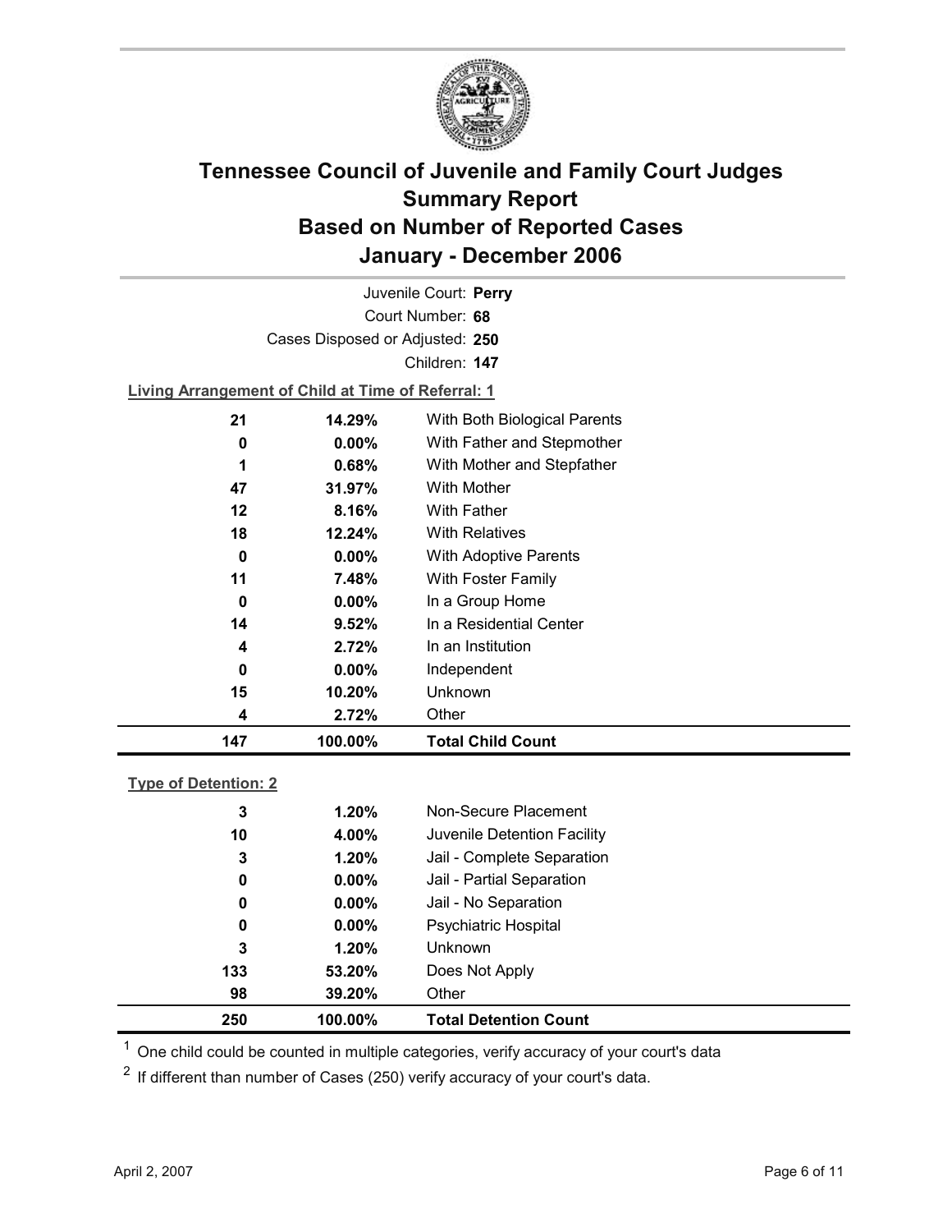# Tennessee Council of Juvenile and Family Court Judges
# Summary Report
# Based on Number of Reported Cases
# January - December 2006

Juvenile Court: **Perry**

Court Number: **68**

Cases Disposed or Adjusted: **250**

Children: **147**

**Living Arrangement of Child at Time of Referral: 1**

| | | |
|---|---|---|
| 21 | 14.29% | With Both Biological Parents |
| 0 | 0.00% | With Father and Stepmother |
| 1 | 0.68% | With Mother and Stepfather |
| 47 | 31.97% | With Mother |
| 12 | 8.16% | With Father |
| 18 | 12.24% | With Relatives |
| 0 | 0.00% | With Adoptive Parents |
| 11 | 7.48% | With Foster Family |
| 0 | 0.00% | In a Group Home |
| 14 | 9.52% | In a Residential Center |
| 4 | 2.72% | In an Institution |
| 0 | 0.00% | Independent |
| 15 | 10.20% | Unknown |
| 4 | 2.72% | Other |
| **147** | **100.00%** | **Total Child Count** |

**Type of Detention: 2**

| | | |
|---|---|---|
| 3 | 1.20% | Non-Secure Placement |
| 10 | 4.00% | Juvenile Detention Facility |
| 3 | 1.20% | Jail - Complete Separation |
| 0 | 0.00% | Jail - Partial Separation |
| 0 | 0.00% | Jail - No Separation |
| 0 | 0.00% | Psychiatric Hospital |
| 3 | 1.20% | Unknown |
| 133 | 53.20% | Does Not Apply |
| 98 | 39.20% | Other |
| **250** | **100.00%** | **Total Detention Count** |

[1] One child could be counted in multiple categories, verify accuracy of your court's data

[2] If different than number of Cases (250) verify accuracy of your court's data.

April 2, 2007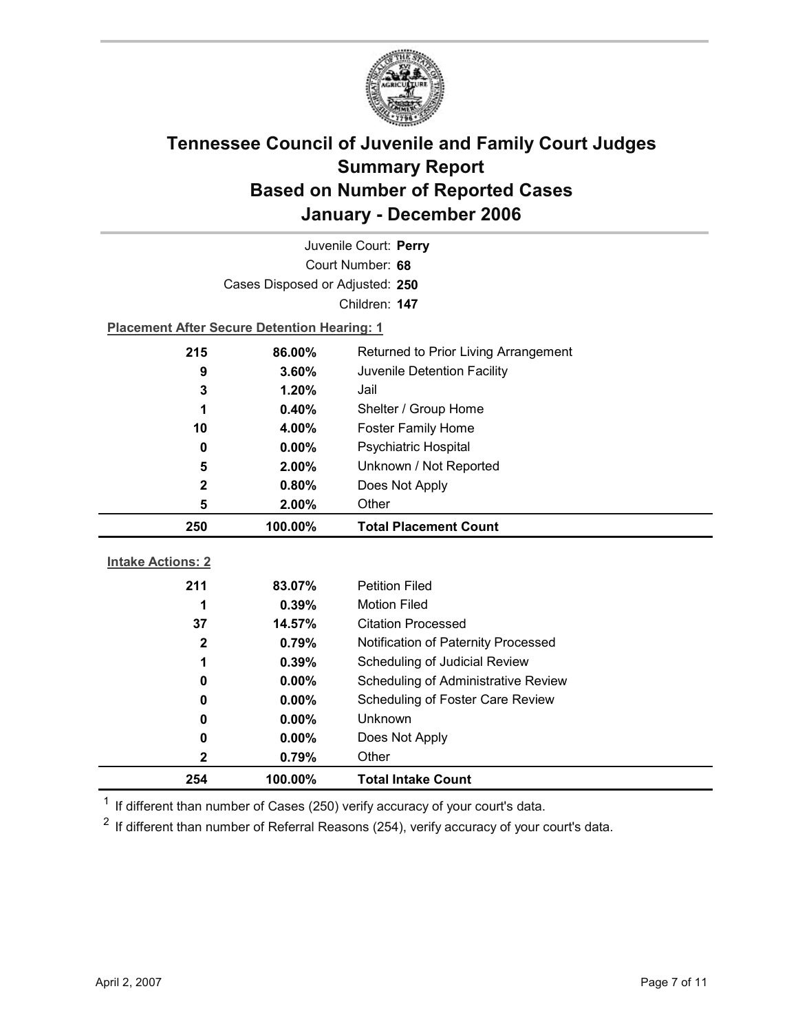# Tennessee Council of Juvenile and Family Court Judges Summary Report Based on Number of Reported Cases January - December 2006

Juvenile Court: **Perry**

Court Number: **68**

Cases Disposed or Adjusted: **250**

Children: **147**

**Placement After Secure Detention Hearing: 1**

| | | |
|---|---|---|
| 215 | 86.00% | Returned to Prior Living Arrangement |
| 9 | 3.60% | Juvenile Detention Facility |
| 3 | 1.20% | Jail |
| 1 | 0.40% | Shelter / Group Home |
| 10 | 4.00% | Foster Family Home |
| 0 | 0.00% | Psychiatric Hospital |
| 5 | 2.00% | Unknown / Not Reported |
| 2 | 0.80% | Does Not Apply |
| 5 | 2.00% | Other |
| **250** | **100.00%** | **Total Placement Count** |

**Intake Actions: 2**

| | | |
|---|---|---|
| 211 | 83.07% | Petition Filed |
| 1 | 0.39% | Motion Filed |
| 37 | 14.57% | Citation Processed |
| 2 | 0.79% | Notification of Paternity Processed |
| 1 | 0.39% | Scheduling of Judicial Review |
| 0 | 0.00% | Scheduling of Administrative Review |
| 0 | 0.00% | Scheduling of Foster Care Review |
| 0 | 0.00% | Unknown |
| 0 | 0.00% | Does Not Apply |
| 2 | 0.79% | Other |
| **254** | **100.00%** | **Total Intake Count** |

[1] If different than number of Cases (250) verify accuracy of your court's data.

[2] If different than number of Referral Reasons (254), verify accuracy of your court's data.

April 2, 2007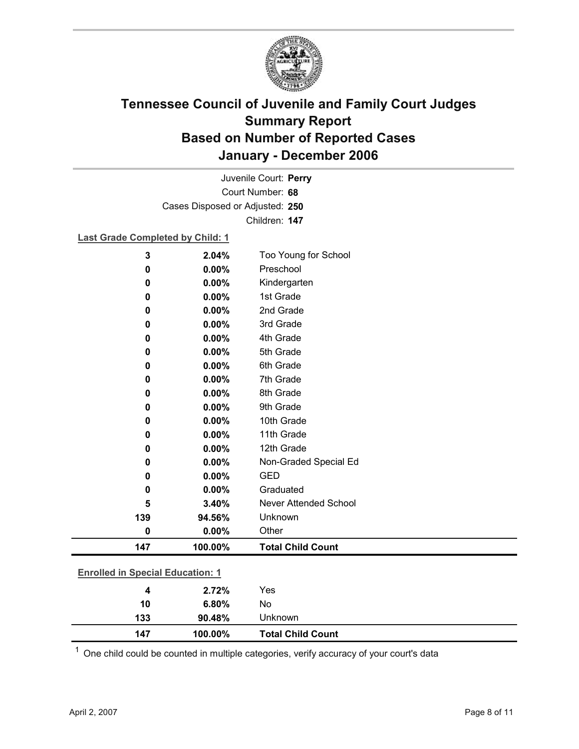# Tennessee Council of Juvenile and Family Court Judges
## Summary Report
## Based on Number of Reported Cases
## January - December 2006

Juvenile Court: **Perry**
Court Number: **68**
Cases Disposed or Adjusted: **250**
Children: **147**

**Last Grade Completed by Child: 1**

| | | |
|---|---|---|
| 3 | 2.04% | Too Young for School |
| 0 | 0.00% | Preschool |
| 0 | 0.00% | Kindergarten |
| 0 | 0.00% | 1st Grade |
| 0 | 0.00% | 2nd Grade |
| 0 | 0.00% | 3rd Grade |
| 0 | 0.00% | 4th Grade |
| 0 | 0.00% | 5th Grade |
| 0 | 0.00% | 6th Grade |
| 0 | 0.00% | 7th Grade |
| 0 | 0.00% | 8th Grade |
| 0 | 0.00% | 9th Grade |
| 0 | 0.00% | 10th Grade |
| 0 | 0.00% | 11th Grade |
| 0 | 0.00% | 12th Grade |
| 0 | 0.00% | Non-Graded Special Ed |
| 0 | 0.00% | GED |
| 0 | 0.00% | Graduated |
| 5 | 3.40% | Never Attended School |
| 139 | 94.56% | Unknown |
| 0 | 0.00% | Other |
| **147** | **100.00%** | **Total Child Count** |

**Enrolled in Special Education: 1**

| | | |
|---|---|---|
| 4 | 2.72% | Yes |
| 10 | 6.80% | No |
| 133 | 90.48% | Unknown |
| **147** | **100.00%** | **Total Child Count** |

[1] One child could be counted in multiple categories, verify accuracy of your court's data

April 2, 2007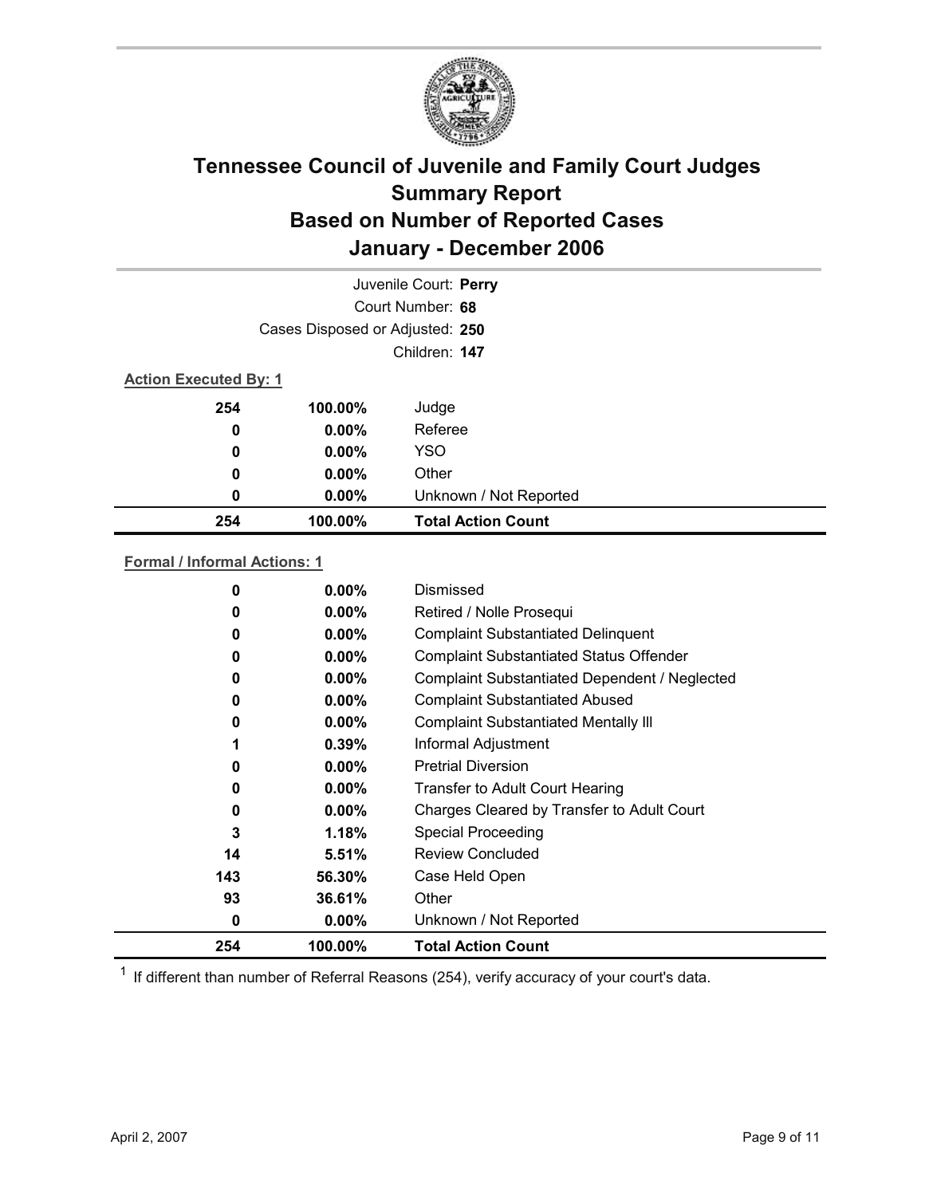# Tennessee Council of Juvenile and Family Court Judges Summary Report Based on Number of Reported Cases January - December 2006

Juvenile Court: **Perry**

Court Number: **68**

Cases Disposed or Adjusted: **250**

Children: **147**

**Action Executed By: 1**

| | | |
|---|---|---|
| 254 | 100.00% | Judge |
| 0 | 0.00% | Referee |
| 0 | 0.00% | YSO |
| 0 | 0.00% | Other |
| 0 | 0.00% | Unknown / Not Reported |
| **254** | **100.00%** | **Total Action Count** |

**Formal / Informal Actions: 1**

| | | |
|---|---|---|
| 0 | 0.00% | Dismissed |
| 0 | 0.00% | Retired / Nolle Prosequi |
| 0 | 0.00% | Complaint Substantiated Delinquent |
| 0 | 0.00% | Complaint Substantiated Status Offender |
| 0 | 0.00% | Complaint Substantiated Dependent / Neglected |
| 0 | 0.00% | Complaint Substantiated Abused |
| 0 | 0.00% | Complaint Substantiated Mentally Ill |
| 1 | 0.39% | Informal Adjustment |
| 0 | 0.00% | Pretrial Diversion |
| 0 | 0.00% | Transfer to Adult Court Hearing |
| 0 | 0.00% | Charges Cleared by Transfer to Adult Court |
| 3 | 1.18% | Special Proceeding |
| 14 | 5.51% | Review Concluded |
| 143 | 56.30% | Case Held Open |
| 93 | 36.61% | Other |
| 0 | 0.00% | Unknown / Not Reported |
| **254** | **100.00%** | **Total Action Count** |

[1] If different than number of Referral Reasons (254), verify accuracy of your court's data.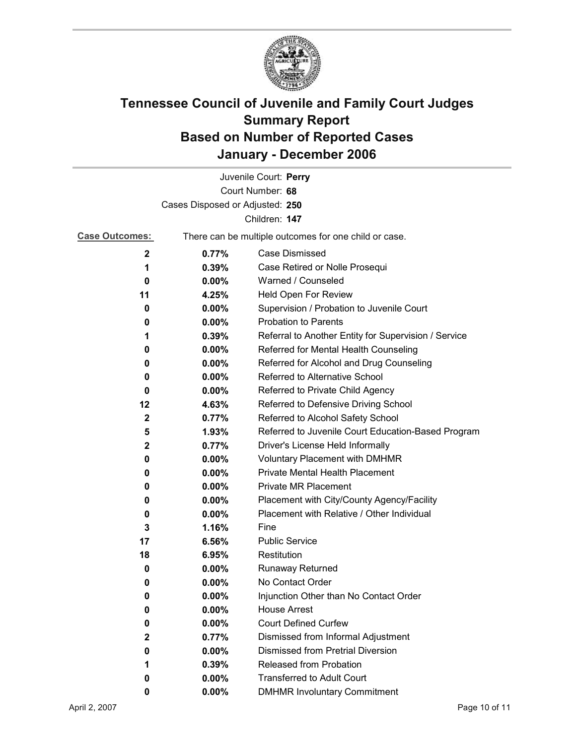# Tennessee Council of Juvenile and Family Court Judges Summary Report Based on Number of Reported Cases January - December 2006

Juvenile Court: **Perry**

Court Number: **68**

Cases Disposed or Adjusted: **250**

Children: **147**

**Case Outcomes:** There can be multiple outcomes for one child or case.

| Count | Percent | Outcome |
|---|---|---|
| **2** | **0.77%** | Case Dismissed |
| **1** | **0.39%** | Case Retired or Nolle Prosequi |
| **0** | **0.00%** | Warned / Counseled |
| **11** | **4.25%** | Held Open For Review |
| **0** | **0.00%** | Supervision / Probation to Juvenile Court |
| **0** | **0.00%** | Probation to Parents |
| **1** | **0.39%** | Referral to Another Entity for Supervision / Service |
| **0** | **0.00%** | Referred for Mental Health Counseling |
| **0** | **0.00%** | Referred for Alcohol and Drug Counseling |
| **0** | **0.00%** | Referred to Alternative School |
| **0** | **0.00%** | Referred to Private Child Agency |
| **12** | **4.63%** | Referred to Defensive Driving School |
| **2** | **0.77%** | Referred to Alcohol Safety School |
| **5** | **1.93%** | Referred to Juvenile Court Education-Based Program |
| **2** | **0.77%** | Driver's License Held Informally |
| **0** | **0.00%** | Voluntary Placement with DMHMR |
| **0** | **0.00%** | Private Mental Health Placement |
| **0** | **0.00%** | Private MR Placement |
| **0** | **0.00%** | Placement with City/County Agency/Facility |
| **0** | **0.00%** | Placement with Relative / Other Individual |
| **3** | **1.16%** | Fine |
| **17** | **6.56%** | Public Service |
| **18** | **6.95%** | Restitution |
| **0** | **0.00%** | Runaway Returned |
| **0** | **0.00%** | No Contact Order |
| **0** | **0.00%** | Injunction Other than No Contact Order |
| **0** | **0.00%** | House Arrest |
| **0** | **0.00%** | Court Defined Curfew |
| **2** | **0.77%** | Dismissed from Informal Adjustment |
| **0** | **0.00%** | Dismissed from Pretrial Diversion |
| **1** | **0.39%** | Released from Probation |
| **0** | **0.00%** | Transferred to Adult Court |
| **0** | **0.00%** | DMHMR Involuntary Commitment |

April 2, 2007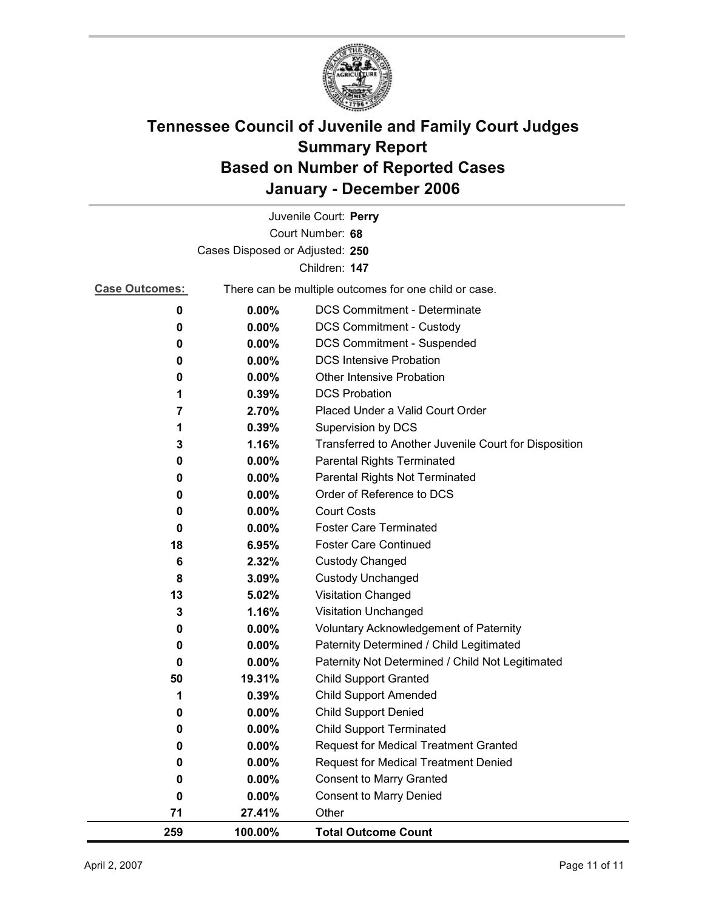# Tennessee Council of Juvenile and Family Court Judges
# Summary Report
# Based on Number of Reported Cases
# January - December 2006

Juvenile Court: **Perry**

Court Number: **68**

Cases Disposed or Adjusted: **250**

Children: **147**

**Case Outcomes:** There can be multiple outcomes for one child or case.

| | | |
|---|---|---|
| **0** | **0.00%** | DCS Commitment - Determinate |
| **0** | **0.00%** | DCS Commitment - Custody |
| **0** | **0.00%** | DCS Commitment - Suspended |
| **0** | **0.00%** | DCS Intensive Probation |
| **0** | **0.00%** | Other Intensive Probation |
| **1** | **0.39%** | DCS Probation |
| **7** | **2.70%** | Placed Under a Valid Court Order |
| **1** | **0.39%** | Supervision by DCS |
| **3** | **1.16%** | Transferred to Another Juvenile Court for Disposition |
| **0** | **0.00%** | Parental Rights Terminated |
| **0** | **0.00%** | Parental Rights Not Terminated |
| **0** | **0.00%** | Order of Reference to DCS |
| **0** | **0.00%** | Court Costs |
| **0** | **0.00%** | Foster Care Terminated |
| **18** | **6.95%** | Foster Care Continued |
| **6** | **2.32%** | Custody Changed |
| **8** | **3.09%** | Custody Unchanged |
| **13** | **5.02%** | Visitation Changed |
| **3** | **1.16%** | Visitation Unchanged |
| **0** | **0.00%** | Voluntary Acknowledgement of Paternity |
| **0** | **0.00%** | Paternity Determined / Child Legitimated |
| **0** | **0.00%** | Paternity Not Determined / Child Not Legitimated |
| **50** | **19.31%** | Child Support Granted |
| **1** | **0.39%** | Child Support Amended |
| **0** | **0.00%** | Child Support Denied |
| **0** | **0.00%** | Child Support Terminated |
| **0** | **0.00%** | Request for Medical Treatment Granted |
| **0** | **0.00%** | Request for Medical Treatment Denied |
| **0** | **0.00%** | Consent to Marry Granted |
| **0** | **0.00%** | Consent to Marry Denied |
| **71** | **27.41%** | Other |
| **259** | **100.00%** | **Total Outcome Count** |

April 2, 2007